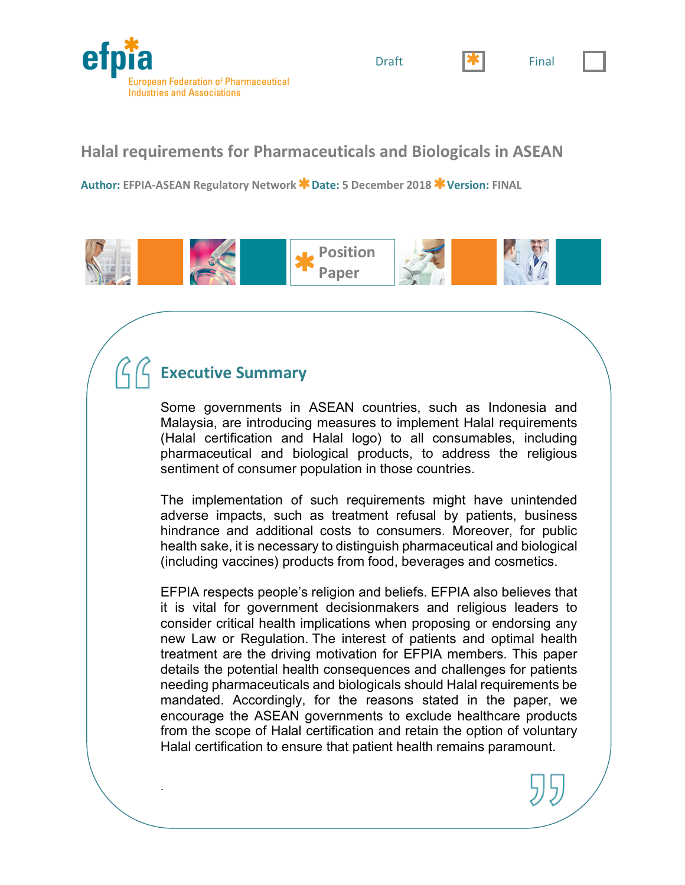efpia

European Federation of Pharmaceutical Industries and Associations

Draft ☒ Final ☐

# Halal requirements for Pharmaceuticals and Biologicals in ASEAN

**Author:** EFPIA-ASEAN Regulatory Network * **Date:** 5 December 2018 * **Version:** FINAL

Position Paper

## Executive Summary

Some governments in ASEAN countries, such as Indonesia and Malaysia, are introducing measures to implement Halal requirements (Halal certification and Halal logo) to all consumables, including pharmaceutical and biological products, to address the religious sentiment of consumer population in those countries.

The implementation of such requirements might have unintended adverse impacts, such as treatment refusal by patients, business hindrance and additional costs to consumers. Moreover, for public health sake, it is necessary to distinguish pharmaceutical and biological (including vaccines) products from food, beverages and cosmetics.

EFPIA respects people's religion and beliefs. EFPIA also believes that it is vital for government decisionmakers and religious leaders to consider critical health implications when proposing or endorsing any new Law or Regulation. The interest of patients and optimal health treatment are the driving motivation for EFPIA members. This paper details the potential health consequences and challenges for patients needing pharmaceuticals and biologicals should Halal requirements be mandated. Accordingly, for the reasons stated in the paper, we encourage the ASEAN governments to exclude healthcare products from the scope of Halal certification and retain the option of voluntary Halal certification to ensure that patient health remains paramount.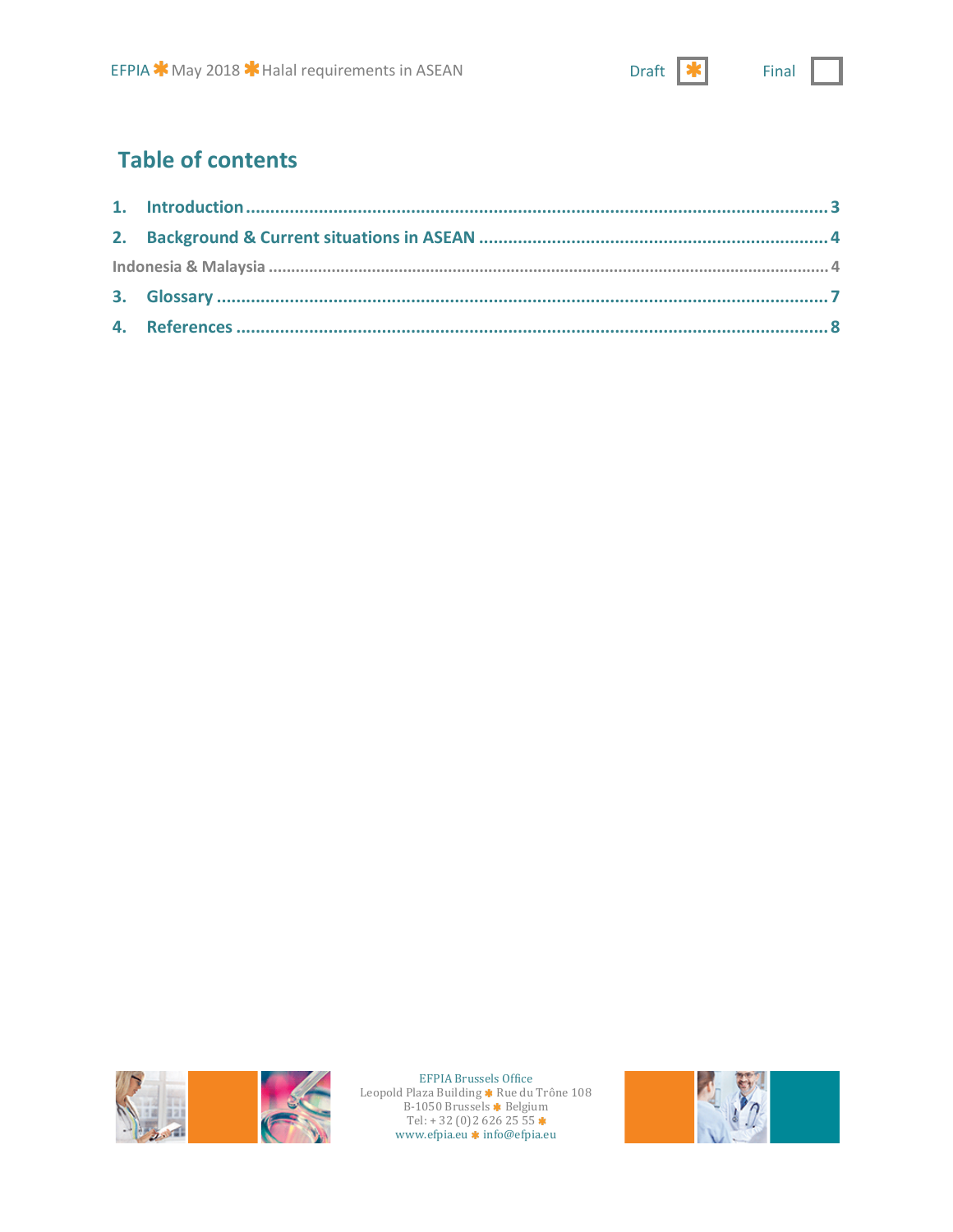## Table of contents

1. Introduction ........................................................ 3
2. Background & Current situations in ASEAN ........................................................ 4

Indonesia & Malaysia ........................................................ 4

3. Glossary ........................................................ 7
4. References ........................................................ 8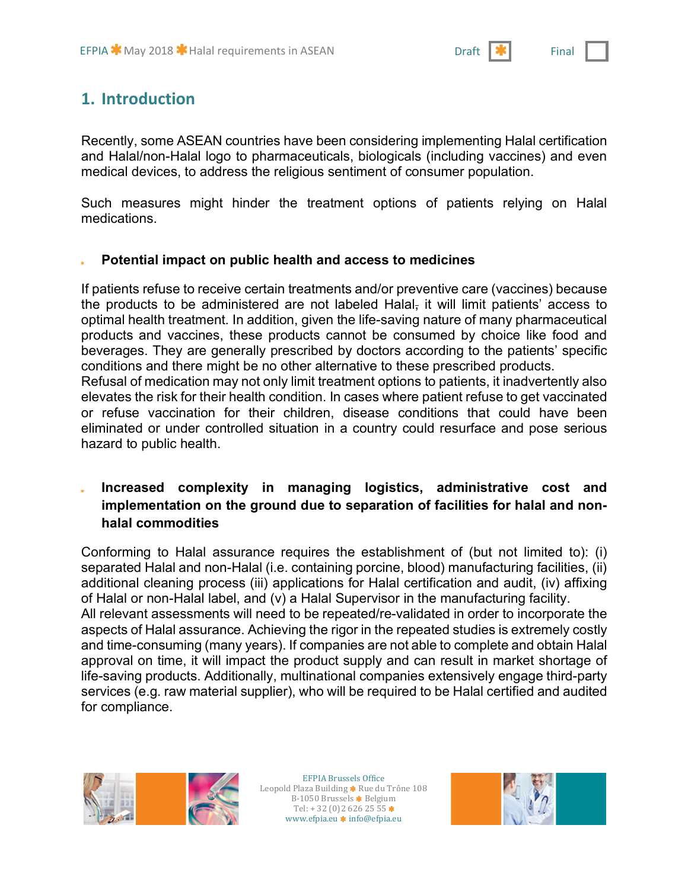## 1. Introduction

Recently, some ASEAN countries have been considering implementing Halal certification and Halal/non-Halal logo to pharmaceuticals, biologicals (including vaccines) and even medical devices, to address the religious sentiment of consumer population.

Such measures might hinder the treatment options of patients relying on Halal medications.

- **Potential impact on public health and access to medicines**

If patients refuse to receive certain treatments and/or preventive care (vaccines) because the products to be administered are not labeled Halal, it will limit patients' access to optimal health treatment. In addition, given the life-saving nature of many pharmaceutical products and vaccines, these products cannot be consumed by choice like food and beverages. They are generally prescribed by doctors according to the patients' specific conditions and there might be no other alternative to these prescribed products.
Refusal of medication may not only limit treatment options to patients, it inadvertently also elevates the risk for their health condition. In cases where patient refuse to get vaccinated or refuse vaccination for their children, disease conditions that could have been eliminated or under controlled situation in a country could resurface and pose serious hazard to public health.

- **Increased complexity in managing logistics, administrative cost and implementation on the ground due to separation of facilities for halal and non-halal commodities**

Conforming to Halal assurance requires the establishment of (but not limited to): (i) separated Halal and non-Halal (i.e. containing porcine, blood) manufacturing facilities, (ii) additional cleaning process (iii) applications for Halal certification and audit, (iv) affixing of Halal or non-Halal label, and (v) a Halal Supervisor in the manufacturing facility.
All relevant assessments will need to be repeated/re-validated in order to incorporate the aspects of Halal assurance. Achieving the rigor in the repeated studies is extremely costly and time-consuming (many years). If companies are not able to complete and obtain Halal approval on time, it will impact the product supply and can result in market shortage of life-saving products. Additionally, multinational companies extensively engage third-party services (e.g. raw material supplier), who will be required to be Halal certified and audited for compliance.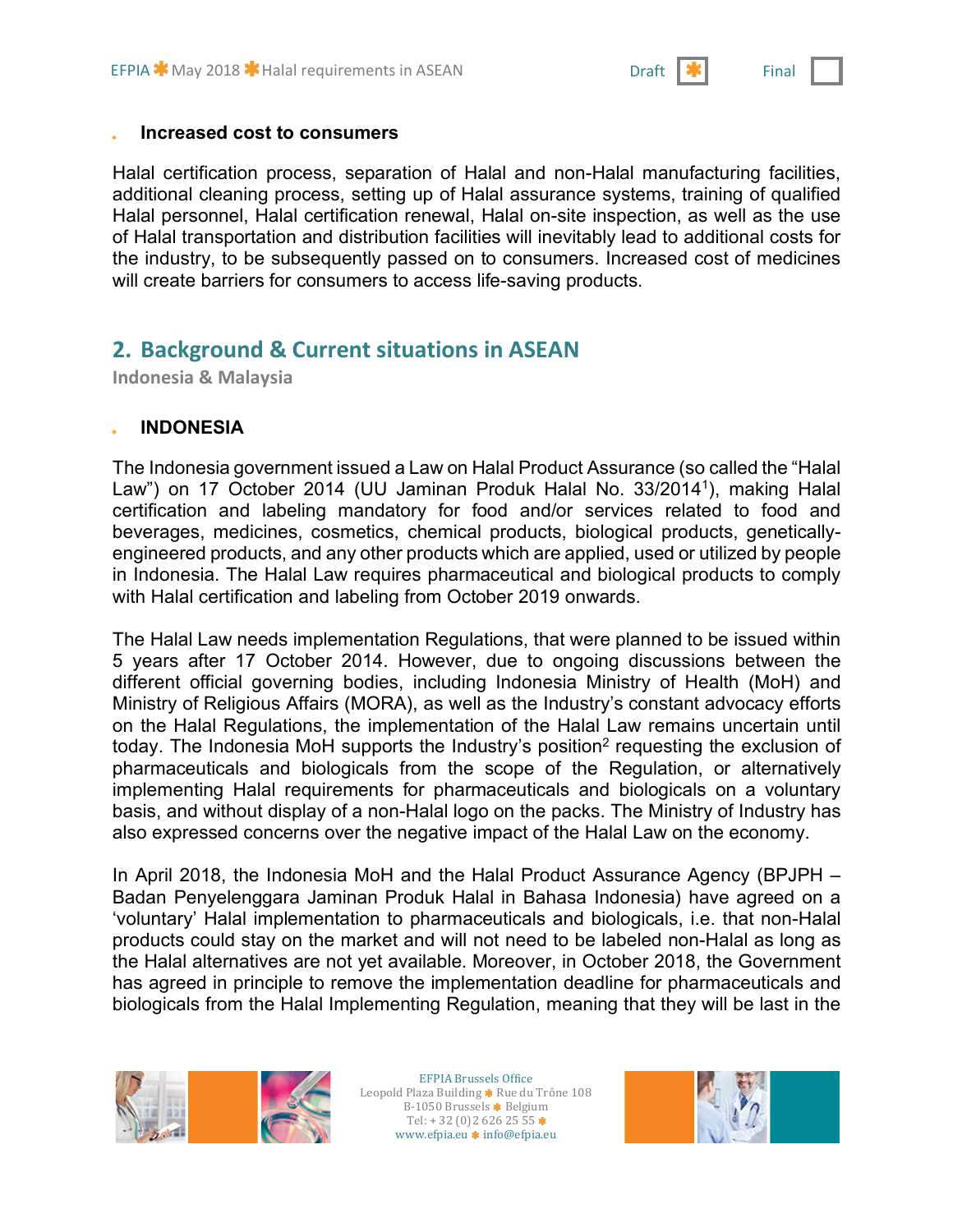- **Increased cost to consumers**

Halal certification process, separation of Halal and non-Halal manufacturing facilities, additional cleaning process, setting up of Halal assurance systems, training of qualified Halal personnel, Halal certification renewal, Halal on-site inspection, as well as the use of Halal transportation and distribution facilities will inevitably lead to additional costs for the industry, to be subsequently passed on to consumers. Increased cost of medicines will create barriers for consumers to access life-saving products.

## 2. Background & Current situations in ASEAN

**Indonesia & Malaysia**

- **INDONESIA**

The Indonesia government issued a Law on Halal Product Assurance (so called the "Halal Law") on 17 October 2014 (UU Jaminan Produk Halal No. 33/2014[1]), making Halal certification and labeling mandatory for food and/or services related to food and beverages, medicines, cosmetics, chemical products, biological products, genetically-engineered products, and any other products which are applied, used or utilized by people in Indonesia. The Halal Law requires pharmaceutical and biological products to comply with Halal certification and labeling from October 2019 onwards.

The Halal Law needs implementation Regulations, that were planned to be issued within 5 years after 17 October 2014. However, due to ongoing discussions between the different official governing bodies, including Indonesia Ministry of Health (MoH) and Ministry of Religious Affairs (MORA), as well as the Industry's constant advocacy efforts on the Halal Regulations, the implementation of the Halal Law remains uncertain until today. The Indonesia MoH supports the Industry's position[2] requesting the exclusion of pharmaceuticals and biologicals from the scope of the Regulation, or alternatively implementing Halal requirements for pharmaceuticals and biologicals on a voluntary basis, and without display of a non-Halal logo on the packs. The Ministry of Industry has also expressed concerns over the negative impact of the Halal Law on the economy.

In April 2018, the Indonesia MoH and the Halal Product Assurance Agency (BPJPH – Badan Penyelenggara Jaminan Produk Halal in Bahasa Indonesia) have agreed on a 'voluntary' Halal implementation to pharmaceuticals and biologicals, i.e. that non-Halal products could stay on the market and will not need to be labeled non-Halal as long as the Halal alternatives are not yet available. Moreover, in October 2018, the Government has agreed in principle to remove the implementation deadline for pharmaceuticals and biologicals from the Halal Implementing Regulation, meaning that they will be last in the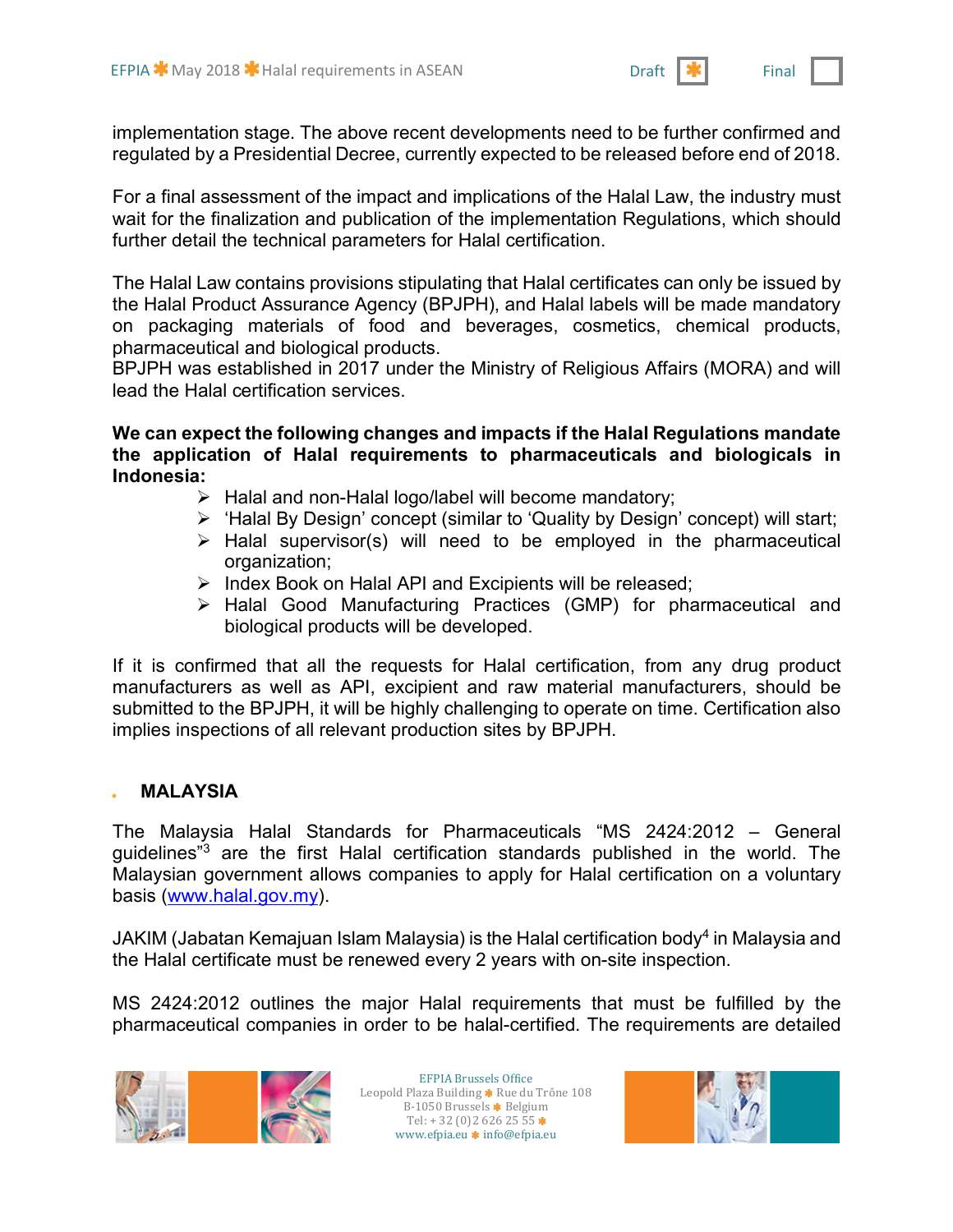implementation stage. The above recent developments need to be further confirmed and regulated by a Presidential Decree, currently expected to be released before end of 2018.

For a final assessment of the impact and implications of the Halal Law, the industry must wait for the finalization and publication of the implementation Regulations, which should further detail the technical parameters for Halal certification.

The Halal Law contains provisions stipulating that Halal certificates can only be issued by the Halal Product Assurance Agency (BPJPH), and Halal labels will be made mandatory on packaging materials of food and beverages, cosmetics, chemical products, pharmaceutical and biological products.
BPJPH was established in 2017 under the Ministry of Religious Affairs (MORA) and will lead the Halal certification services.

**We can expect the following changes and impacts if the Halal Regulations mandate the application of Halal requirements to pharmaceuticals and biologicals in Indonesia:**

- Halal and non-Halal logo/label will become mandatory;
- 'Halal By Design' concept (similar to 'Quality by Design' concept) will start;
- Halal supervisor(s) will need to be employed in the pharmaceutical organization;
- Index Book on Halal API and Excipients will be released;
- Halal Good Manufacturing Practices (GMP) for pharmaceutical and biological products will be developed.

If it is confirmed that all the requests for Halal certification, from any drug product manufacturers as well as API, excipient and raw material manufacturers, should be submitted to the BPJPH, it will be highly challenging to operate on time. Certification also implies inspections of all relevant production sites by BPJPH.

## MALAYSIA

The Malaysia Halal Standards for Pharmaceuticals "MS 2424:2012 – General guidelines"[3] are the first Halal certification standards published in the world. The Malaysian government allows companies to apply for Halal certification on a voluntary basis (www.halal.gov.my).

JAKIM (Jabatan Kemajuan Islam Malaysia) is the Halal certification body[4] in Malaysia and the Halal certificate must be renewed every 2 years with on-site inspection.

MS 2424:2012 outlines the major Halal requirements that must be fulfilled by the pharmaceutical companies in order to be halal-certified. The requirements are detailed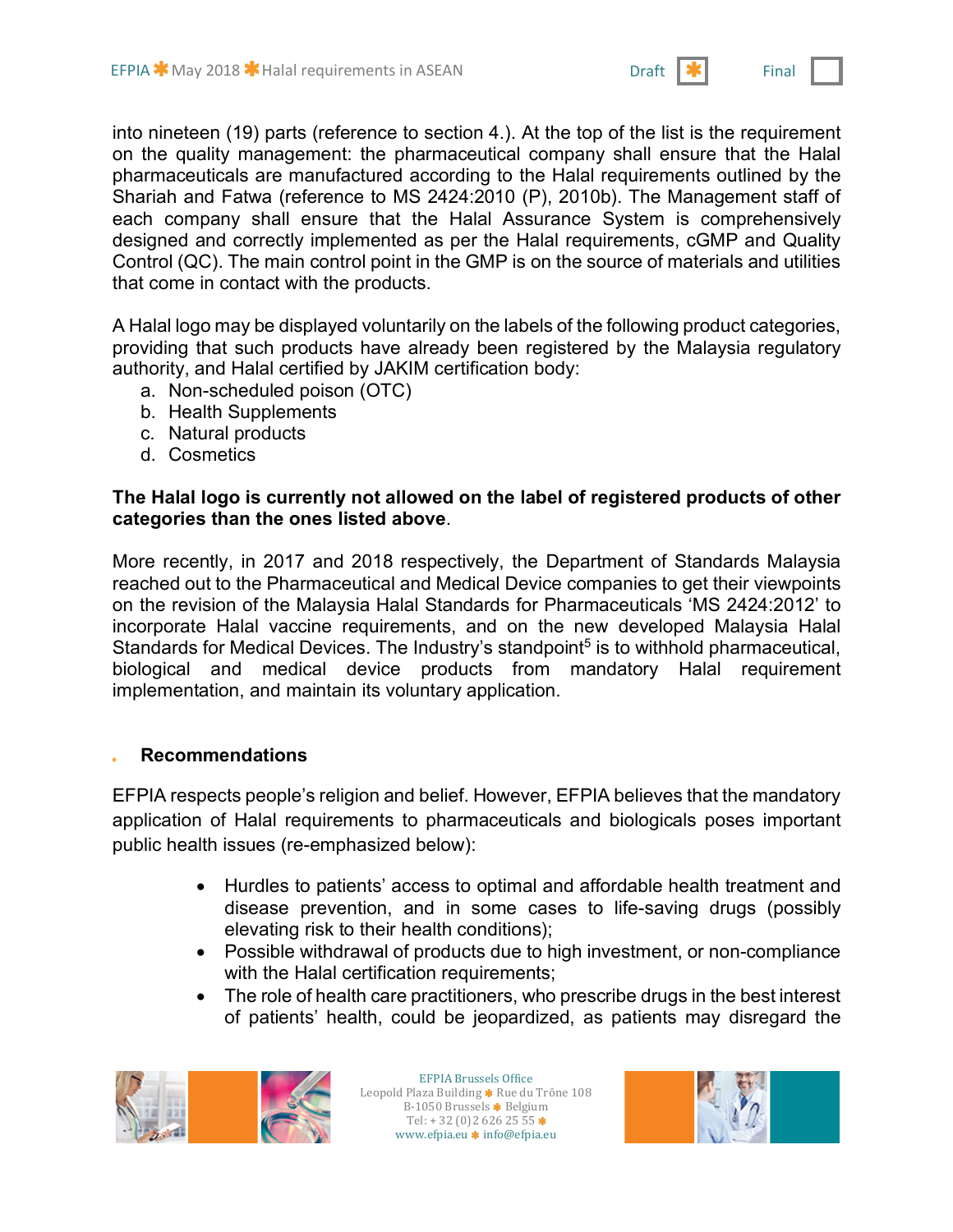into nineteen (19) parts (reference to section 4.). At the top of the list is the requirement on the quality management: the pharmaceutical company shall ensure that the Halal pharmaceuticals are manufactured according to the Halal requirements outlined by the Shariah and Fatwa (reference to MS 2424:2010 (P), 2010b). The Management staff of each company shall ensure that the Halal Assurance System is comprehensively designed and correctly implemented as per the Halal requirements, cGMP and Quality Control (QC). The main control point in the GMP is on the source of materials and utilities that come in contact with the products.

A Halal logo may be displayed voluntarily on the labels of the following product categories, providing that such products have already been registered by the Malaysia regulatory authority, and Halal certified by JAKIM certification body:

a. Non-scheduled poison (OTC)
b. Health Supplements
c. Natural products
d. Cosmetics

**The Halal logo is currently not allowed on the label of registered products of other categories than the ones listed above**.

More recently, in 2017 and 2018 respectively, the Department of Standards Malaysia reached out to the Pharmaceutical and Medical Device companies to get their viewpoints on the revision of the Malaysia Halal Standards for Pharmaceuticals 'MS 2424:2012' to incorporate Halal vaccine requirements, and on the new developed Malaysia Halal Standards for Medical Devices. The Industry's standpoint[5] is to withhold pharmaceutical, biological and medical device products from mandatory Halal requirement implementation, and maintain its voluntary application.

## Recommendations

EFPIA respects people's religion and belief. However, EFPIA believes that the mandatory application of Halal requirements to pharmaceuticals and biologicals poses important public health issues (re-emphasized below):

- Hurdles to patients' access to optimal and affordable health treatment and disease prevention, and in some cases to life-saving drugs (possibly elevating risk to their health conditions);
- Possible withdrawal of products due to high investment, or non-compliance with the Halal certification requirements;
- The role of health care practitioners, who prescribe drugs in the best interest of patients' health, could be jeopardized, as patients may disregard the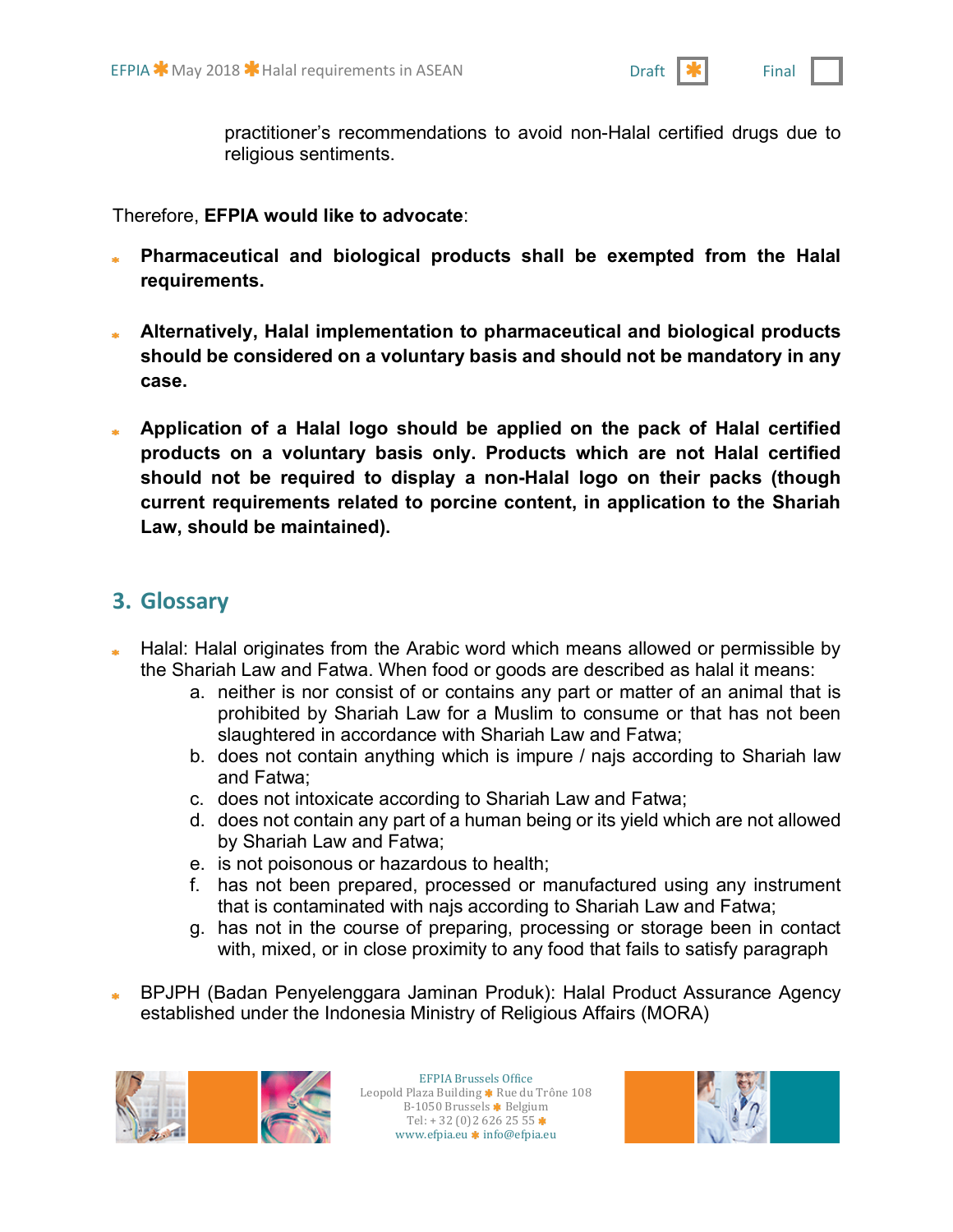practitioner's recommendations to avoid non-Halal certified drugs due to religious sentiments.

Therefore, **EFPIA would like to advocate**:

- **Pharmaceutical and biological products shall be exempted from the Halal requirements.**

- **Alternatively, Halal implementation to pharmaceutical and biological products should be considered on a voluntary basis and should not be mandatory in any case.**

- **Application of a Halal logo should be applied on the pack of Halal certified products on a voluntary basis only. Products which are not Halal certified should not be required to display a non-Halal logo on their packs (though current requirements related to porcine content, in application to the Shariah Law, should be maintained).**

## 3. Glossary

- Halal: Halal originates from the Arabic word which means allowed or permissible by the Shariah Law and Fatwa. When food or goods are described as halal it means:
  a. neither is nor consist of or contains any part or matter of an animal that is prohibited by Shariah Law for a Muslim to consume or that has not been slaughtered in accordance with Shariah Law and Fatwa;
  b. does not contain anything which is impure / najs according to Shariah law and Fatwa;
  c. does not intoxicate according to Shariah Law and Fatwa;
  d. does not contain any part of a human being or its yield which are not allowed by Shariah Law and Fatwa;
  e. is not poisonous or hazardous to health;
  f. has not been prepared, processed or manufactured using any instrument that is contaminated with najs according to Shariah Law and Fatwa;
  g. has not in the course of preparing, processing or storage been in contact with, mixed, or in close proximity to any food that fails to satisfy paragraph

- BPJPH (Badan Penyelenggara Jaminan Produk): Halal Product Assurance Agency established under the Indonesia Ministry of Religious Affairs (MORA)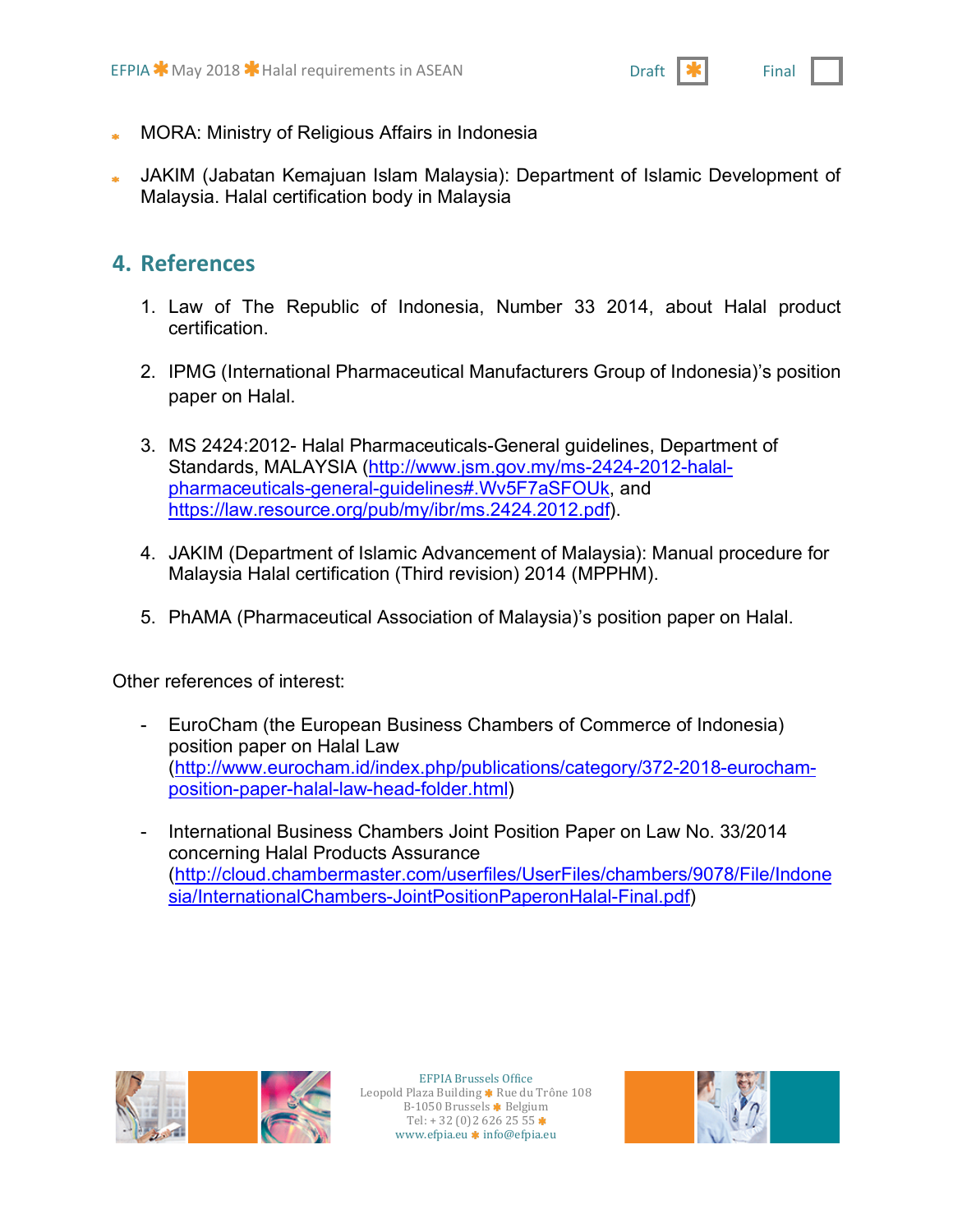- MORA: Ministry of Religious Affairs in Indonesia
- JAKIM (Jabatan Kemajuan Islam Malaysia): Department of Islamic Development of Malaysia. Halal certification body in Malaysia

## 4. References

1. Law of The Republic of Indonesia, Number 33 2014, about Halal product certification.

2. IPMG (International Pharmaceutical Manufacturers Group of Indonesia)'s position paper on Halal.

3. MS 2424:2012- Halal Pharmaceuticals-General guidelines, Department of Standards, MALAYSIA (http://www.jsm.gov.my/ms-2424-2012-halal-pharmaceuticals-general-guidelines#.Wv5F7aSFOUk, and https://law.resource.org/pub/my/ibr/ms.2424.2012.pdf).

4. JAKIM (Department of Islamic Advancement of Malaysia): Manual procedure for Malaysia Halal certification (Third revision) 2014 (MPPHM).

5. PhAMA (Pharmaceutical Association of Malaysia)'s position paper on Halal.

Other references of interest:

- EuroCham (the European Business Chambers of Commerce of Indonesia) position paper on Halal Law (http://www.eurocham.id/index.php/publications/category/372-2018-eurocham-position-paper-halal-law-head-folder.html)

- International Business Chambers Joint Position Paper on Law No. 33/2014 concerning Halal Products Assurance (http://cloud.chambermaster.com/userfiles/UserFiles/chambers/9078/File/Indonesia/InternationalChambers-JointPositionPaperonHalal-Final.pdf)